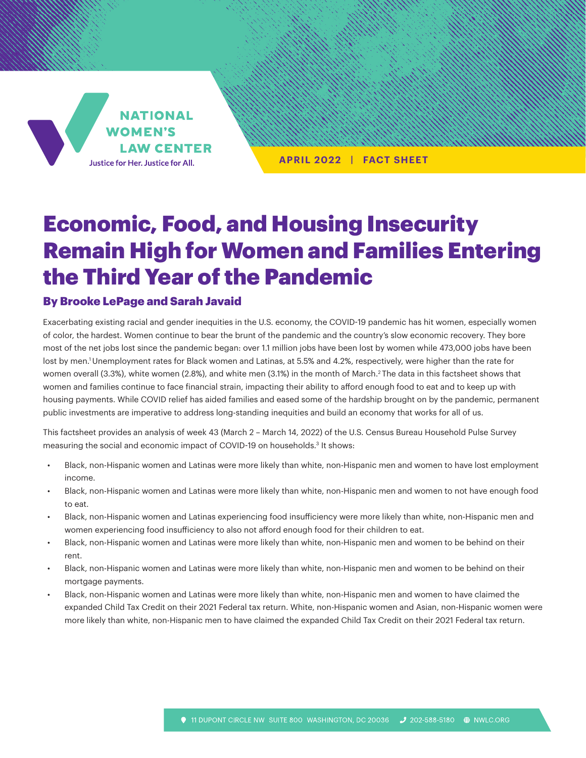NATIONAL WOMEN'S LAW CENTER

Justice for Her. Justice for All.

APRIL 2022 | FACT SHEET

# Economic, Food, and Housing Insecurity Remain High for Women and Families Entering the Third Year of the Pandemic

### By Brooke LePage and Sarah Javaid

Exacerbating existing racial and gender inequities in the U.S. economy, the COVID-19 pandemic has hit women, especially women of color, the hardest. Women continue to bear the brunt of the pandemic and the country's slow economic recovery. They bore most of the net jobs lost since the pandemic began: over 1.1 million jobs have been lost by women while 473,000 jobs have been lost by men.[1] Unemployment rates for Black women and Latinas, at 5.5% and 4.2%, respectively, were higher than the rate for women overall (3.3%), white women (2.8%), and white men (3.1%) in the month of March.[2] The data in this factsheet shows that women and families continue to face financial strain, impacting their ability to afford enough food to eat and to keep up with housing payments. While COVID relief has aided families and eased some of the hardship brought on by the pandemic, permanent public investments are imperative to address long-standing inequities and build an economy that works for all of us.

This factsheet provides an analysis of week 43 (March 2 – March 14, 2022) of the U.S. Census Bureau Household Pulse Survey measuring the social and economic impact of COVID-19 on households.[3] It shows:

- Black, non-Hispanic women and Latinas were more likely than white, non-Hispanic men and women to have lost employment income.
- Black, non-Hispanic women and Latinas were more likely than white, non-Hispanic men and women to not have enough food to eat.
- Black, non-Hispanic women and Latinas experiencing food insufficiency were more likely than white, non-Hispanic men and women experiencing food insufficiency to also not afford enough food for their children to eat.
- Black, non-Hispanic women and Latinas were more likely than white, non-Hispanic men and women to be behind on their rent.
- Black, non-Hispanic women and Latinas were more likely than white, non-Hispanic men and women to be behind on their mortgage payments.
- Black, non-Hispanic women and Latinas were more likely than white, non-Hispanic men and women to have claimed the expanded Child Tax Credit on their 2021 Federal tax return. White, non-Hispanic women and Asian, non-Hispanic women were more likely than white, non-Hispanic men to have claimed the expanded Child Tax Credit on their 2021 Federal tax return.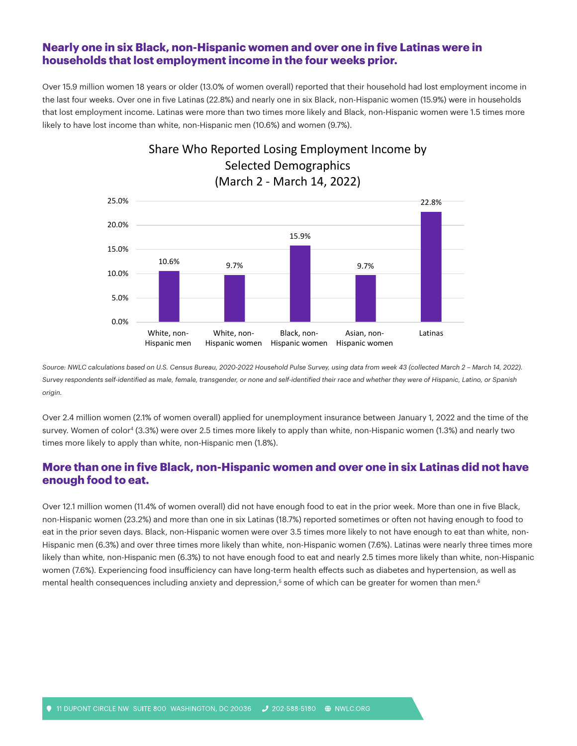## Nearly one in six Black, non-Hispanic women and over one in five Latinas were in households that lost employment income in the four weeks prior.

Over 15.9 million women 18 years or older (13.0% of women overall) reported that their household had lost employment income in the last four weeks. Over one in five Latinas (22.8%) and nearly one in six Black, non-Hispanic women (15.9%) were in households that lost employment income. Latinas were more than two times more likely and Black, non-Hispanic women were 1.5 times more likely to have lost income than white, non-Hispanic men (10.6%) and women (9.7%).

**Share Who Reported Losing Employment Income by Selected Demographics (March 2 - March 14, 2022)**

| Group | Share |
|---|---|
| White, non-Hispanic men | 10.6% |
| White, non-Hispanic women | 9.7% |
| Black, non-Hispanic women | 15.9% |
| Asian, non-Hispanic women | 9.7% |
| Latinas | 22.8% |

*Source: NWLC calculations based on U.S. Census Bureau, 2020-2022 Household Pulse Survey, using data from week 43 (collected March 2 – March 14, 2022). Survey respondents self-identified as male, female, transgender, or none and self-identified their race and whether they were of Hispanic, Latino, or Spanish origin.*

Over 2.4 million women (2.1% of women overall) applied for unemployment insurance between January 1, 2022 and the time of the survey. Women of color[4] (3.3%) were over 2.5 times more likely to apply than white, non-Hispanic women (1.3%) and nearly two times more likely to apply than white, non-Hispanic men (1.8%).

## More than one in five Black, non-Hispanic women and over one in six Latinas did not have enough food to eat.

Over 12.1 million women (11.4% of women overall) did not have enough food to eat in the prior week. More than one in five Black, non-Hispanic women (23.2%) and more than one in six Latinas (18.7%) reported sometimes or often not having enough to food to eat in the prior seven days. Black, non-Hispanic women were over 3.5 times more likely to not have enough to eat than white, non-Hispanic men (6.3%) and over three times more likely than white, non-Hispanic women (7.6%). Latinas were nearly three times more likely than white, non-Hispanic men (6.3%) to not have enough food to eat and nearly 2.5 times more likely than white, non-Hispanic women (7.6%). Experiencing food insufficiency can have long-term health effects such as diabetes and hypertension, as well as mental health consequences including anxiety and depression,[5] some of which can be greater for women than men.[6]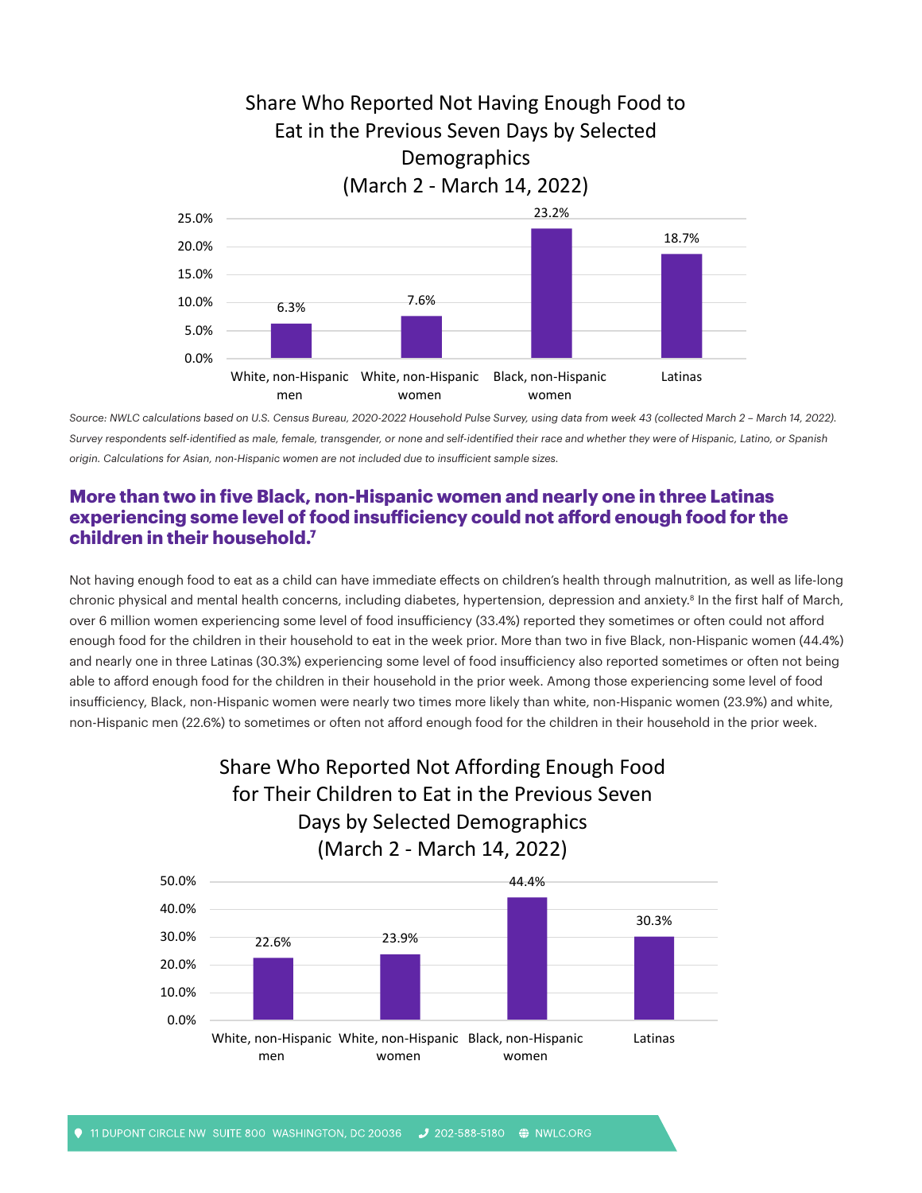### Share Who Reported Not Having Enough Food to Eat in the Previous Seven Days by Selected Demographics (March 2 - March 14, 2022)

| Group | Share |
|---|---|
| White, non-Hispanic men | 6.3% |
| White, non-Hispanic women | 7.6% |
| Black, non-Hispanic women | 23.2% |
| Latinas | 18.7% |

*Source: NWLC calculations based on U.S. Census Bureau, 2020-2022 Household Pulse Survey, using data from week 43 (collected March 2 – March 14, 2022). Survey respondents self-identified as male, female, transgender, or none and self-identified their race and whether they were of Hispanic, Latino, or Spanish origin. Calculations for Asian, non-Hispanic women are not included due to insufficient sample sizes.*

## More than two in five Black, non-Hispanic women and nearly one in three Latinas experiencing some level of food insufficiency could not afford enough food for the children in their household.[7]

Not having enough food to eat as a child can have immediate effects on children's health through malnutrition, as well as life-long chronic physical and mental health concerns, including diabetes, hypertension, depression and anxiety.[8] In the first half of March, over 6 million women experiencing some level of food insufficiency (33.4%) reported they sometimes or often could not afford enough food for the children in their household to eat in the week prior. More than two in five Black, non-Hispanic women (44.4%) and nearly one in three Latinas (30.3%) experiencing some level of food insufficiency also reported sometimes or often not being able to afford enough food for the children in their household in the prior week. Among those experiencing some level of food insufficiency, Black, non-Hispanic women were nearly two times more likely than white, non-Hispanic women (23.9%) and white, non-Hispanic men (22.6%) to sometimes or often not afford enough food for the children in their household in the prior week.

### Share Who Reported Not Affording Enough Food for Their Children to Eat in the Previous Seven Days by Selected Demographics (March 2 - March 14, 2022)

| Group | Share |
|---|---|
| White, non-Hispanic men | 22.6% |
| White, non-Hispanic women | 23.9% |
| Black, non-Hispanic women | 44.4% |
| Latinas | 30.3% |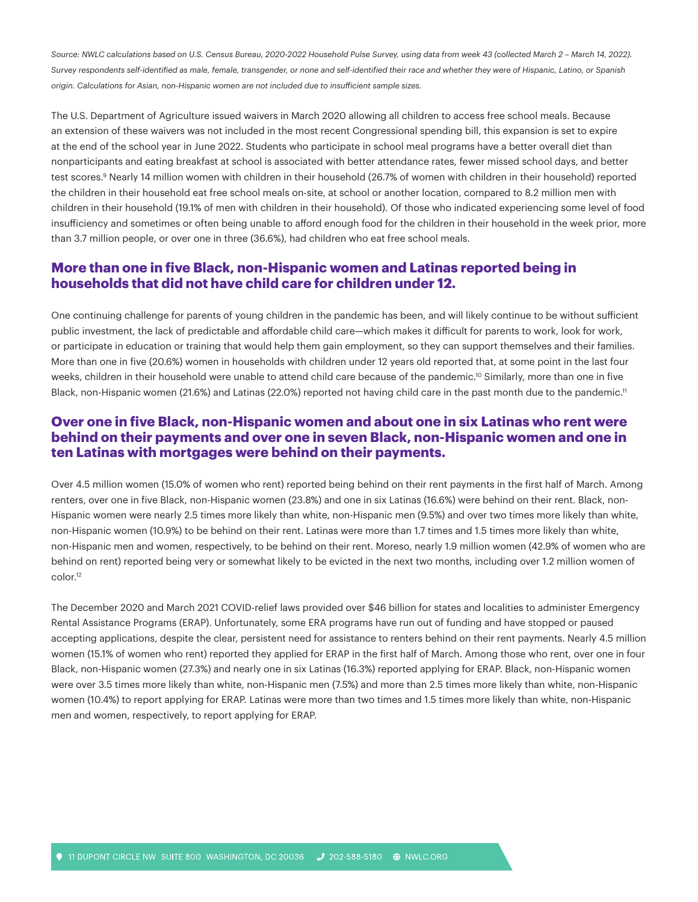*Source: NWLC calculations based on U.S. Census Bureau, 2020-2022 Household Pulse Survey, using data from week 43 (collected March 2 – March 14, 2022). Survey respondents self-identified as male, female, transgender, or none and self-identified their race and whether they were of Hispanic, Latino, or Spanish origin. Calculations for Asian, non-Hispanic women are not included due to insufficient sample sizes.*

The U.S. Department of Agriculture issued waivers in March 2020 allowing all children to access free school meals. Because an extension of these waivers was not included in the most recent Congressional spending bill, this expansion is set to expire at the end of the school year in June 2022. Students who participate in school meal programs have a better overall diet than nonparticipants and eating breakfast at school is associated with better attendance rates, fewer missed school days, and better test scores.[9] Nearly 14 million women with children in their household (26.7% of women with children in their household) reported the children in their household eat free school meals on-site, at school or another location, compared to 8.2 million men with children in their household (19.1% of men with children in their household). Of those who indicated experiencing some level of food insufficiency and sometimes or often being unable to afford enough food for the children in their household in the week prior, more than 3.7 million people, or over one in three (36.6%), had children who eat free school meals.

## More than one in five Black, non-Hispanic women and Latinas reported being in households that did not have child care for children under 12.

One continuing challenge for parents of young children in the pandemic has been, and will likely continue to be without sufficient public investment, the lack of predictable and affordable child care—which makes it difficult for parents to work, look for work, or participate in education or training that would help them gain employment, so they can support themselves and their families. More than one in five (20.6%) women in households with children under 12 years old reported that, at some point in the last four weeks, children in their household were unable to attend child care because of the pandemic.[10] Similarly, more than one in five Black, non-Hispanic women (21.6%) and Latinas (22.0%) reported not having child care in the past month due to the pandemic.[11]

## Over one in five Black, non-Hispanic women and about one in six Latinas who rent were behind on their payments and over one in seven Black, non-Hispanic women and one in ten Latinas with mortgages were behind on their payments.

Over 4.5 million women (15.0% of women who rent) reported being behind on their rent payments in the first half of March. Among renters, over one in five Black, non-Hispanic women (23.8%) and one in six Latinas (16.6%) were behind on their rent. Black, non-Hispanic women were nearly 2.5 times more likely than white, non-Hispanic men (9.5%) and over two times more likely than white, non-Hispanic women (10.9%) to be behind on their rent. Latinas were more than 1.7 times and 1.5 times more likely than white, non-Hispanic men and women, respectively, to be behind on their rent. Moreso, nearly 1.9 million women (42.9% of women who are behind on rent) reported being very or somewhat likely to be evicted in the next two months, including over 1.2 million women of color.[12]

The December 2020 and March 2021 COVID-relief laws provided over $46 billion for states and localities to administer Emergency Rental Assistance Programs (ERAP). Unfortunately, some ERA programs have run out of funding and have stopped or paused accepting applications, despite the clear, persistent need for assistance to renters behind on their rent payments. Nearly 4.5 million women (15.1% of women who rent) reported they applied for ERAP in the first half of March. Among those who rent, over one in four Black, non-Hispanic women (27.3%) and nearly one in six Latinas (16.3%) reported applying for ERAP. Black, non-Hispanic women were over 3.5 times more likely than white, non-Hispanic men (7.5%) and more than 2.5 times more likely than white, non-Hispanic women (10.4%) to report applying for ERAP. Latinas were more than two times and 1.5 times more likely than white, non-Hispanic men and women, respectively, to report applying for ERAP.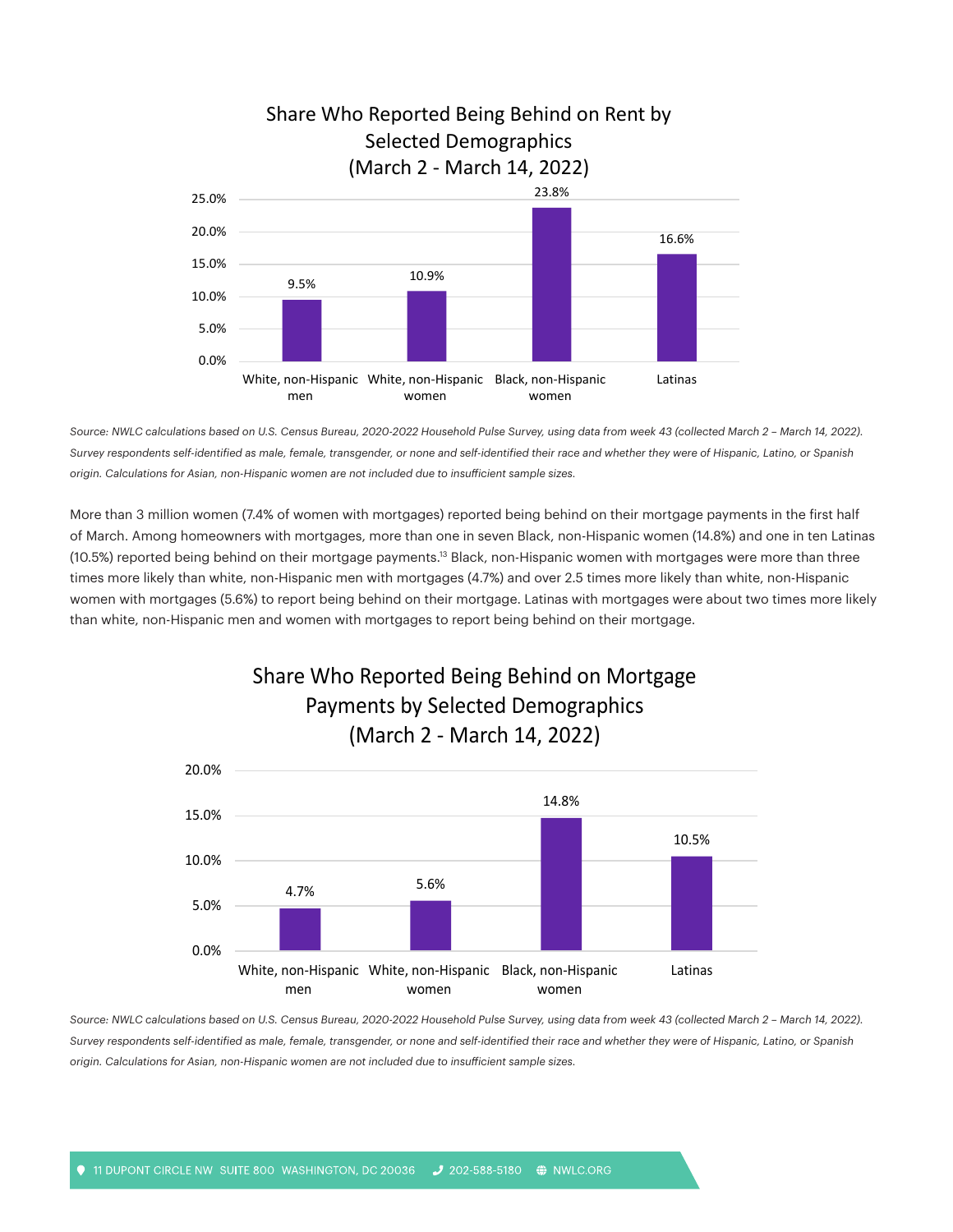### Share Who Reported Being Behind on Rent by Selected Demographics (March 2 - March 14, 2022)

| | Share |
|---|---|
| White, non-Hispanic men | 9.5% |
| White, non-Hispanic women | 10.9% |
| Black, non-Hispanic women | 23.8% |
| Latinas | 16.6% |

*Source: NWLC calculations based on U.S. Census Bureau, 2020-2022 Household Pulse Survey, using data from week 43 (collected March 2 – March 14, 2022). Survey respondents self-identified as male, female, transgender, or none and self-identified their race and whether they were of Hispanic, Latino, or Spanish origin. Calculations for Asian, non-Hispanic women are not included due to insufficient sample sizes.*

More than 3 million women (7.4% of women with mortgages) reported being behind on their mortgage payments in the first half of March. Among homeowners with mortgages, more than one in seven Black, non-Hispanic women (14.8%) and one in ten Latinas (10.5%) reported being behind on their mortgage payments.[13] Black, non-Hispanic women with mortgages were more than three times more likely than white, non-Hispanic men with mortgages (4.7%) and over 2.5 times more likely than white, non-Hispanic women with mortgages (5.6%) to report being behind on their mortgage. Latinas with mortgages were about two times more likely than white, non-Hispanic men and women with mortgages to report being behind on their mortgage.

### Share Who Reported Being Behind on Mortgage Payments by Selected Demographics (March 2 - March 14, 2022)

| | Share |
|---|---|
| White, non-Hispanic men | 4.7% |
| White, non-Hispanic women | 5.6% |
| Black, non-Hispanic women | 14.8% |
| Latinas | 10.5% |

*Source: NWLC calculations based on U.S. Census Bureau, 2020-2022 Household Pulse Survey, using data from week 43 (collected March 2 – March 14, 2022). Survey respondents self-identified as male, female, transgender, or none and self-identified their race and whether they were of Hispanic, Latino, or Spanish origin. Calculations for Asian, non-Hispanic women are not included due to insufficient sample sizes.*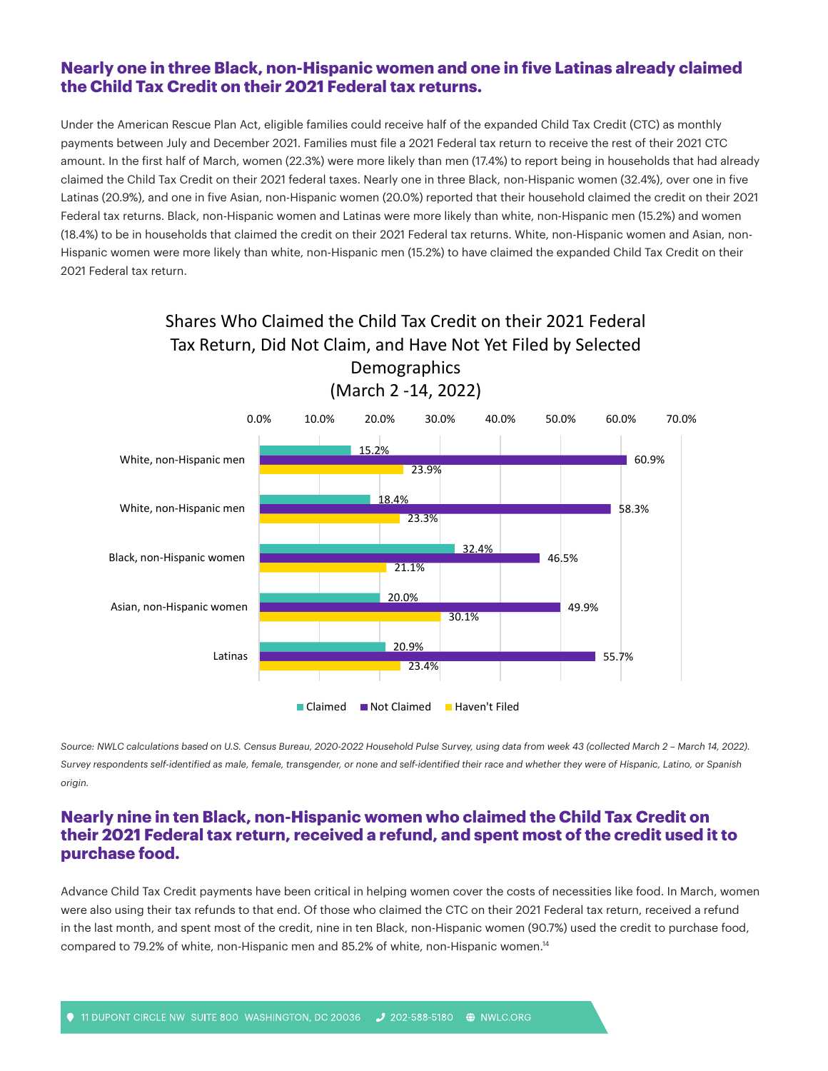## Nearly one in three Black, non-Hispanic women and one in five Latinas already claimed the Child Tax Credit on their 2021 Federal tax returns.

Under the American Rescue Plan Act, eligible families could receive half of the expanded Child Tax Credit (CTC) as monthly payments between July and December 2021. Families must file a 2021 Federal tax return to receive the rest of their 2021 CTC amount. In the first half of March, women (22.3%) were more likely than men (17.4%) to report being in households that had already claimed the Child Tax Credit on their 2021 federal taxes. Nearly one in three Black, non-Hispanic women (32.4%), over one in five Latinas (20.9%), and one in five Asian, non-Hispanic women (20.0%) reported that their household claimed the credit on their 2021 Federal tax returns. Black, non-Hispanic women and Latinas were more likely than white, non-Hispanic men (15.2%) and women (18.4%) to be in households that claimed the credit on their 2021 Federal tax returns. White, non-Hispanic women and Asian, non-Hispanic women were more likely than white, non-Hispanic men (15.2%) to have claimed the expanded Child Tax Credit on their 2021 Federal tax return.

**Shares Who Claimed the Child Tax Credit on their 2021 Federal Tax Return, Did Not Claim, and Have Not Yet Filed by Selected Demographics (March 2 -14, 2022)**

| | Claimed | Not Claimed | Haven't Filed |
| --- | --- | --- | --- |
| White, non-Hispanic men | 15.2% | 60.9% | 23.9% |
| White, non-Hispanic men | 18.4% | 58.3% | 23.3% |
| Black, non-Hispanic women | 32.4% | 46.5% | 21.1% |
| Asian, non-Hispanic women | 20.0% | 49.9% | 30.1% |
| Latinas | 20.9% | 55.7% | 23.4% |

*Source: NWLC calculations based on U.S. Census Bureau, 2020-2022 Household Pulse Survey, using data from week 43 (collected March 2 – March 14, 2022). Survey respondents self-identified as male, female, transgender, or none and self-identified their race and whether they were of Hispanic, Latino, or Spanish origin.*

## Nearly nine in ten Black, non-Hispanic women who claimed the Child Tax Credit on their 2021 Federal tax return, received a refund, and spent most of the credit used it to purchase food.

Advance Child Tax Credit payments have been critical in helping women cover the costs of necessities like food. In March, women were also using their tax refunds to that end. Of those who claimed the CTC on their 2021 Federal tax return, received a refund in the last month, and spent most of the credit, nine in ten Black, non-Hispanic women (90.7%) used the credit to purchase food, compared to 79.2% of white, non-Hispanic men and 85.2% of white, non-Hispanic women.[14]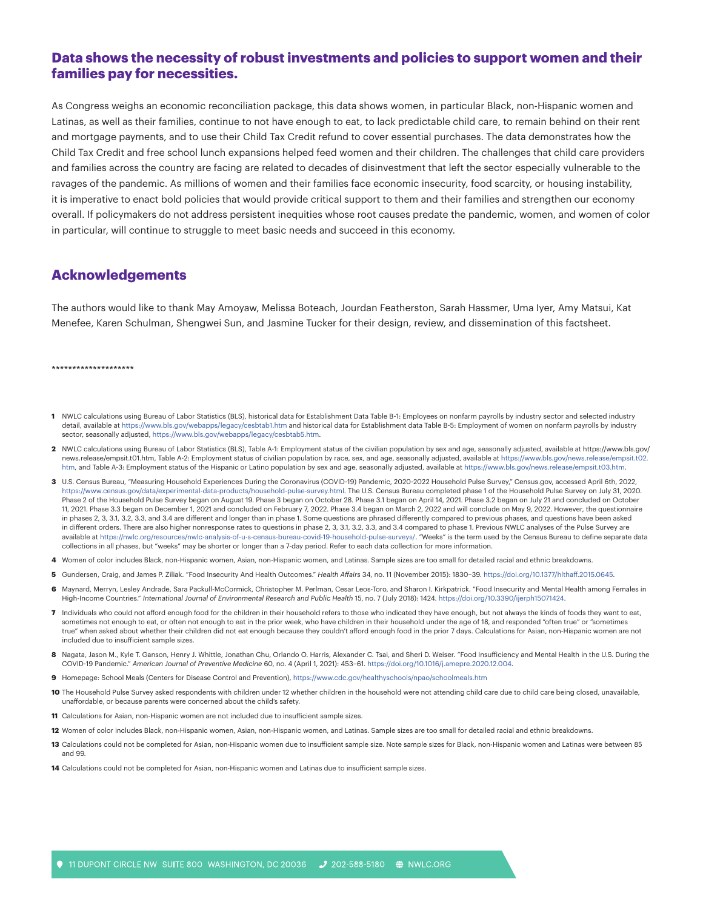## Data shows the necessity of robust investments and policies to support women and their families pay for necessities.

As Congress weighs an economic reconciliation package, this data shows women, in particular Black, non-Hispanic women and Latinas, as well as their families, continue to not have enough to eat, to lack predictable child care, to remain behind on their rent and mortgage payments, and to use their Child Tax Credit refund to cover essential purchases. The data demonstrates how the Child Tax Credit and free school lunch expansions helped feed women and their children. The challenges that child care providers and families across the country are facing are related to decades of disinvestment that left the sector especially vulnerable to the ravages of the pandemic. As millions of women and their families face economic insecurity, food scarcity, or housing instability, it is imperative to enact bold policies that would provide critical support to them and their families and strengthen our economy overall. If policymakers do not address persistent inequities whose root causes predate the pandemic, women, and women of color in particular, will continue to struggle to meet basic needs and succeed in this economy.

## Acknowledgements

The authors would like to thank May Amoyaw, Melissa Boteach, Jourdan Featherston, Sarah Hassmer, Uma Iyer, Amy Matsui, Kat Menefee, Karen Schulman, Shengwei Sun, and Jasmine Tucker for their design, review, and dissemination of this factsheet.

*******************

1 NWLC calculations using Bureau of Labor Statistics (BLS), historical data for Establishment Data Table B-1: Employees on nonfarm payrolls by industry sector and selected industry detail, available at https://www.bls.gov/webapps/legacy/cesbtab1.htm and historical data for Establishment data Table B-5: Employment of women on nonfarm payrolls by industry sector, seasonally adjusted, https://www.bls.gov/webapps/legacy/cesbtab5.htm.

2 NWLC calculations using Bureau of Labor Statistics (BLS), Table A-1: Employment status of the civilian population by sex and age, seasonally adjusted, available at https://www.bls.gov/news.release/empsit.t01.htm, Table A-2: Employment status of civilian population by race, sex, and age, seasonally adjusted, available at https://www.bls.gov/news.release/empsit.t02.htm, and Table A-3: Employment status of the Hispanic or Latino population by sex and age, seasonally adjusted, available at https://www.bls.gov/news.release/empsit.t03.htm.

3 U.S. Census Bureau, "Measuring Household Experiences During the Coronavirus (COVID-19) Pandemic, 2020-2022 Household Pulse Survey," Census.gov, accessed April 6th, 2022, https://www.census.gov/data/experimental-data-products/household-pulse-survey.html. The U.S. Census Bureau completed phase 1 of the Household Pulse Survey on July 31, 2020. Phase 2 of the Household Pulse Survey began on August 19. Phase 3 began on October 28. Phase 3.1 began on April 14, 2021. Phase 3.2 began on July 21 and concluded on October 11, 2021. Phase 3.3 began on December 1, 2021 and concluded on February 7, 2022. Phase 3.4 began on March 2, 2022 and will conclude on May 9, 2022. However, the questionnaire in phases 2, 3, 3.1, 3.2, 3.3, and 3.4 are different and longer than in phase 1. Some questions are phrased differently compared to previous phases, and questions have been asked in different orders. There are also higher nonresponse rates to questions in phase 2, 3, 3.1, 3.2, 3.3, and 3.4 compared to phase 1. Previous NWLC analyses of the Pulse Survey are available at https://nwlc.org/resources/nwlc-analysis-of-u-s-census-bureau-covid-19-household-pulse-surveys/. "Weeks" is the term used by the Census Bureau to define separate data collections in all phases, but "weeks" may be shorter or longer than a 7-day period. Refer to each data collection for more information.

4 Women of color includes Black, non-Hispanic women, Asian, non-Hispanic women, and Latinas. Sample sizes are too small for detailed racial and ethnic breakdowns.

5 Gundersen, Craig, and James P. Ziliak. "Food Insecurity And Health Outcomes." *Health Affairs* 34, no. 11 (November 2015): 1830–39. https://doi.org/10.1377/hlthaff.2015.0645.

6 Maynard, Merryn, Lesley Andrade, Sara Packull-McCormick, Christopher M. Perlman, Cesar Leos-Toro, and Sharon I. Kirkpatrick. "Food Insecurity and Mental Health among Females in High-Income Countries." *International Journal of Environmental Research and Public Health* 15, no. 7 (July 2018): 1424. https://doi.org/10.3390/ijerph15071424.

7 Individuals who could not afford enough food for the children in their household refers to those who indicated they have enough, but not always the kinds of foods they want to eat, sometimes not enough to eat, or often not enough to eat in the prior week, who have children in their household under the age of 18, and responded "often true" or "sometimes true" when asked about whether their children did not eat enough because they couldn't afford enough food in the prior 7 days. Calculations for Asian, non-Hispanic women are not included due to insufficient sample sizes.

8 Nagata, Jason M., Kyle T. Ganson, Henry J. Whittle, Jonathan Chu, Orlando O. Harris, Alexander C. Tsai, and Sheri D. Weiser. "Food Insufficiency and Mental Health in the U.S. During the COVID-19 Pandemic." *American Journal of Preventive Medicine* 60, no. 4 (April 1, 2021): 453–61. https://doi.org/10.1016/j.amepre.2020.12.004.

9 Homepage: School Meals (Centers for Disease Control and Prevention), https://www.cdc.gov/healthyschools/npao/schoolmeals.htm

10 The Household Pulse Survey asked respondents with children under 12 whether children in the household were not attending child care due to child care being closed, unavailable, unaffordable, or because parents were concerned about the child's safety.

11 Calculations for Asian, non-Hispanic women are not included due to insufficient sample sizes.

12 Women of color includes Black, non-Hispanic women, Asian, non-Hispanic women, and Latinas. Sample sizes are too small for detailed racial and ethnic breakdowns.

13 Calculations could not be completed for Asian, non-Hispanic women due to insufficient sample size. Note sample sizes for Black, non-Hispanic women and Latinas were between 85 and 99.

14 Calculations could not be completed for Asian, non-Hispanic women and Latinas due to insufficient sample sizes.

11 DUPONT CIRCLE NW SUITE 800 WASHINGTON, DC 20036 202-588-5180 NWLC.ORG